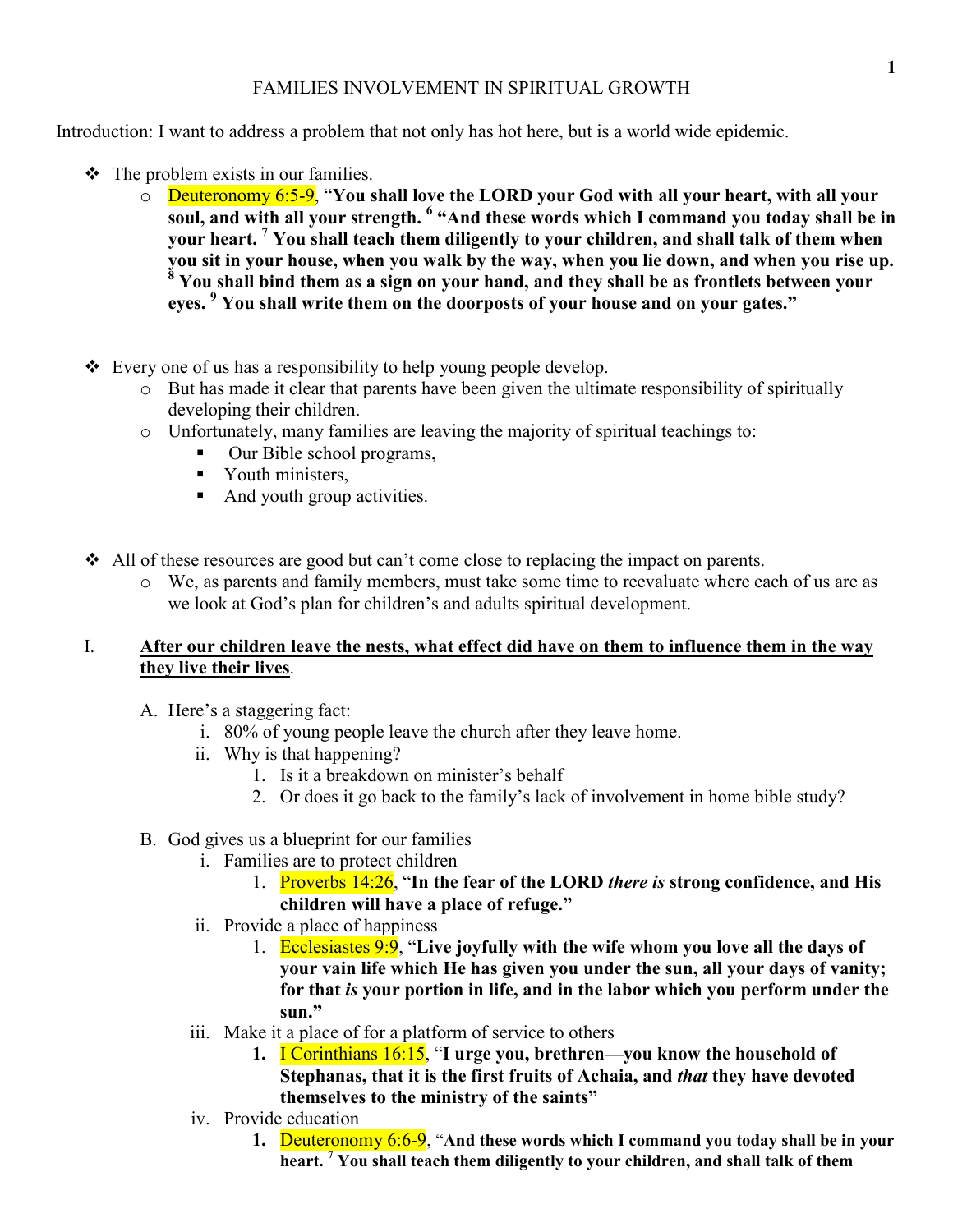# FAMILIES INVOLVEMENT IN SPIRITUAL GROWTH

Introduction: I want to address a problem that not only has hot here, but is a world wide epidemic.

- The problem exists in our families.
  - Deuteronomy 6:5-9, "**You shall love the LORD your God with all your heart, with all your soul, and with all your strength. [6] "And these words which I command you today shall be in your heart. [7] You shall teach them diligently to your children, and shall talk of them when you sit in your house, when you walk by the way, when you lie down, and when you rise up. [8] You shall bind them as a sign on your hand, and they shall be as frontlets between your eyes. [9] You shall write them on the doorposts of your house and on your gates."**

- Every one of us has a responsibility to help young people develop.
  - But has made it clear that parents have been given the ultimate responsibility of spiritually developing their children.
  - Unfortunately, many families are leaving the majority of spiritual teachings to:
    - Our Bible school programs,
    - Youth ministers,
    - And youth group activities.

- All of these resources are good but can't come close to replacing the impact on parents.
  - We, as parents and family members, must take some time to reevaluate where each of us are as we look at God's plan for children's and adults spiritual development.

I. <u>**After our children leave the nests, what effect did have on them to influence them in the way they live their lives**</u>.

A. Here's a staggering fact:
   i. 80% of young people leave the church after they leave home.
   ii. Why is that happening?
      1. Is it a breakdown on minister's behalf
      2. Or does it go back to the family's lack of involvement in home bible study?

B. God gives us a blueprint for our families
   i. Families are to protect children
      1. Proverbs 14:26, "**In the fear of the LORD *there is* strong confidence, and His children will have a place of refuge."**
   ii. Provide a place of happiness
      1. Ecclesiastes 9:9, "**Live joyfully with the wife whom you love all the days of your vain life which He has given you under the sun, all your days of vanity; for that *is* your portion in life, and in the labor which you perform under the sun."**
   iii. Make it a place of for a platform of service to others
      1. I Corinthians 16:15, "**I urge you, brethren—you know the household of Stephanas, that it is the first fruits of Achaia, and *that* they have devoted themselves to the ministry of the saints"**
   iv. Provide education
      1. Deuteronomy 6:6-9, "**And these words which I command you today shall be in your heart. [7] You shall teach them diligently to your children, and shall talk of them**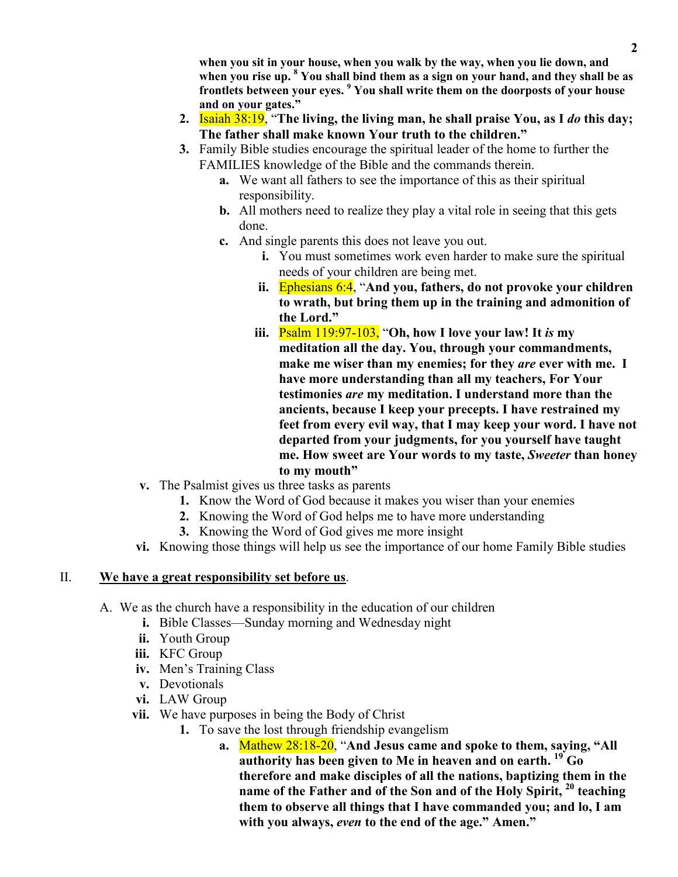**when you sit in your house, when you walk by the way, when you lie down, and when you rise up. [8] You shall bind them as a sign on your hand, and they shall be as frontlets between your eyes. [9] You shall write them on the doorposts of your house and on your gates."**

2. Isaiah 38:19, "**The living, the living man, he shall praise You, as I *do* this day; The father shall make known Your truth to the children.**"
3. Family Bible studies encourage the spiritual leader of the home to further the FAMILIES knowledge of the Bible and the commands therein.
   - a. We want all fathers to see the importance of this as their spiritual responsibility.
   - b. All mothers need to realize they play a vital role in seeing that this gets done.
   - c. And single parents this does not leave you out.
     - i. You must sometimes work even harder to make sure the spiritual needs of your children are being met.
     - ii. Ephesians 6:4, "**And you, fathers, do not provoke your children to wrath, but bring them up in the training and admonition of the Lord.**"
     - iii. Psalm 119:97-103, "**Oh, how I love your law! It *is* my meditation all the day. You, through your commandments, make me wiser than my enemies; for they *are* ever with me. I have more understanding than all my teachers, For Your testimonies *are* my meditation. I understand more than the ancients, because I keep your precepts. I have restrained my feet from every evil way, that I may keep your word. I have not departed from your judgments, for you yourself have taught me. How sweet are Your words to my taste, *Sweeter* than honey to my mouth**"

- v. The Psalmist gives us three tasks as parents
  1. Know the Word of God because it makes you wiser than your enemies
  2. Knowing the Word of God helps me to have more understanding
  3. Knowing the Word of God gives me more insight
- vi. Knowing those things will help us see the importance of our home Family Bible studies

## II. <u>**We have a great responsibility set before us**</u>.

A. We as the church have a responsibility in the education of our children
   - i. Bible Classes—Sunday morning and Wednesday night
   - ii. Youth Group
   - iii. KFC Group
   - iv. Men's Training Class
   - v. Devotionals
   - vi. LAW Group
   - vii. We have purposes in being the Body of Christ
     1. To save the lost through friendship evangelism
        - a. Mathew 28:18-20, "**And Jesus came and spoke to them, saying, "All authority has been given to Me in heaven and on earth. [19] Go therefore and make disciples of all the nations, baptizing them in the name of the Father and of the Son and of the Holy Spirit, [20] teaching them to observe all things that I have commanded you; and lo, I am with you always, *even* to the end of the age." Amen.**"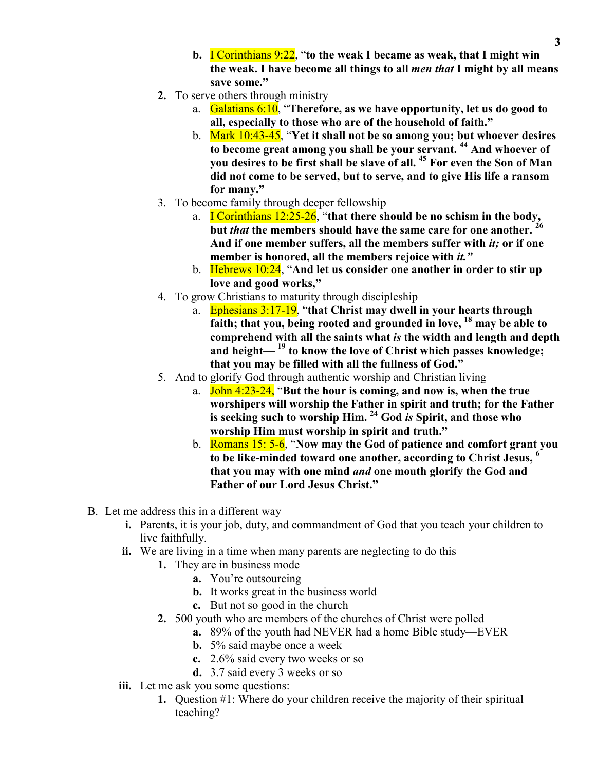b. I Corinthians 9:22, "**to the weak I became as weak, that I might win the weak. I have become all things to all *men that* I might by all means save some.**"

2. To serve others through ministry
   a. Galatians 6:10, "**Therefore, as we have opportunity, let us do good to all, especially to those who are of the household of faith.**"
   b. Mark 10:43-45, "**Yet it shall not be so among you; but whoever desires to become great among you shall be your servant. 44 And whoever of you desires to be first shall be slave of all. 45 For even the Son of Man did not come to be served, but to serve, and to give His life a ransom for many.**"
3. To become family through deeper fellowship
   a. I Corinthians 12:25-26, "**that there should be no schism in the body, but *that* the members should have the same care for one another. 26 And if one member suffers, all the members suffer with *it;* or if one member is honored, all the members rejoice with *it.*"**
   b. Hebrews 10:24, "**And let us consider one another in order to stir up love and good works,**"
4. To grow Christians to maturity through discipleship
   a. Ephesians 3:17-19, "**that Christ may dwell in your hearts through faith; that you, being rooted and grounded in love, 18 may be able to comprehend with all the saints what *is* the width and length and depth and height— 19 to know the love of Christ which passes knowledge; that you may be filled with all the fullness of God.**"
5. And to glorify God through authentic worship and Christian living
   a. John 4:23-24, "**But the hour is coming, and now is, when the true worshipers will worship the Father in spirit and truth; for the Father is seeking such to worship Him. 24 God *is* Spirit, and those who worship Him must worship in spirit and truth.**"
   b. Romans 15: 5-6, "**Now may the God of patience and comfort grant you to be like-minded toward one another, according to Christ Jesus, 6 that you may with one mind *and* one mouth glorify the God and Father of our Lord Jesus Christ.**"

B. Let me address this in a different way
   i. Parents, it is your job, duty, and commandment of God that you teach your children to live faithfully.
   ii. We are living in a time when many parents are neglecting to do this
      1. They are in business mode
         a. You're outsourcing
         b. It works great in the business world
         c. But not so good in the church
      2. 500 youth who are members of the churches of Christ were polled
         a. 89% of the youth had NEVER had a home Bible study—EVER
         b. 5% said maybe once a week
         c. 2.6% said every two weeks or so
         d. 3.7 said every 3 weeks or so
   iii. Let me ask you some questions:
      1. Question #1: Where do your children receive the majority of their spiritual teaching?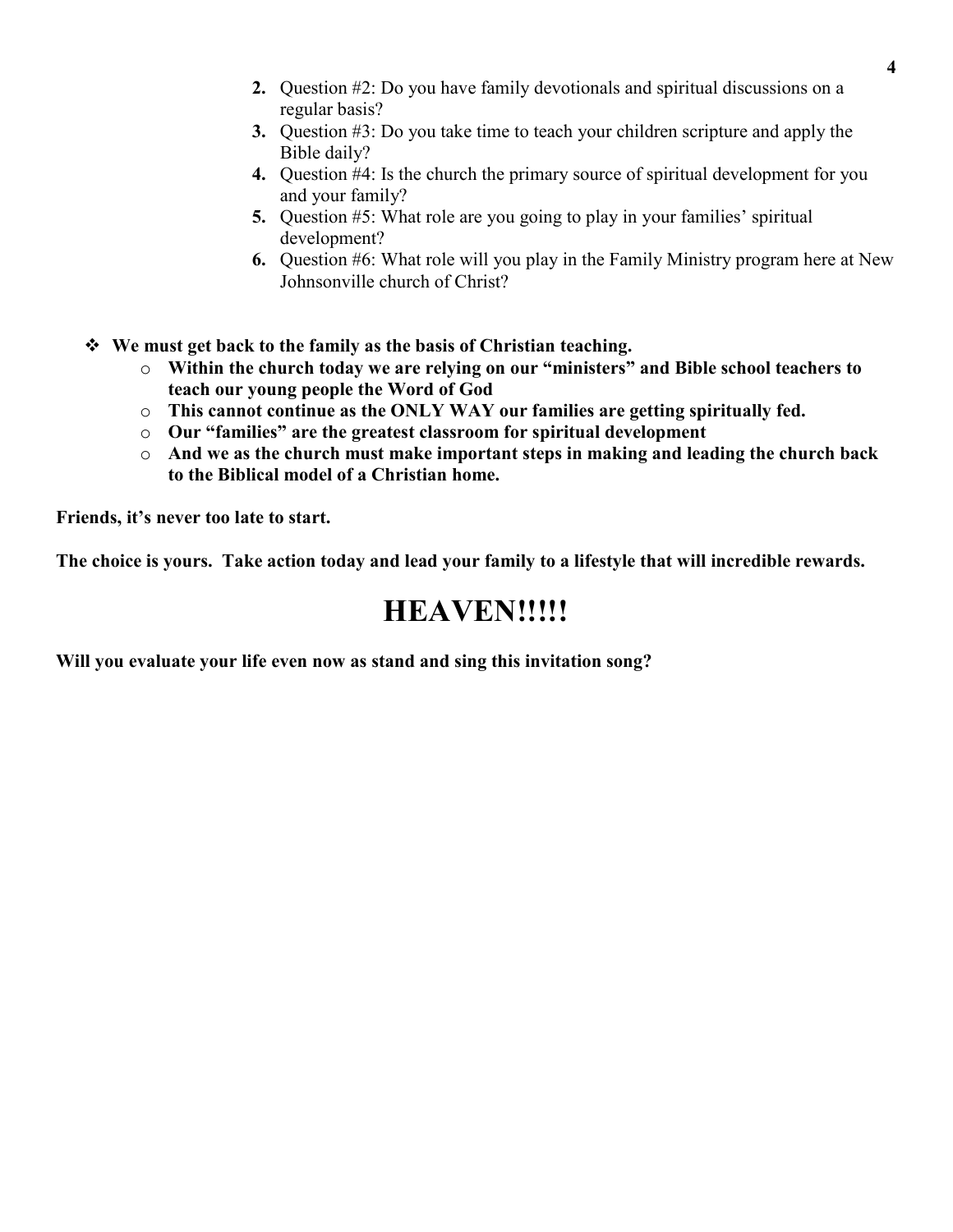2. **Question #2:** Do you have family devotionals and spiritual discussions on a regular basis?
3. **Question #3:** Do you take time to teach your children scripture and apply the Bible daily?
4. **Question #4:** Is the church the primary source of spiritual development for you and your family?
5. **Question #5:** What role are you going to play in your families' spiritual development?
6. **Question #6:** What role will you play in the Family Ministry program here at New Johnsonville church of Christ?

- **We must get back to the family as the basis of Christian teaching.**
  - **Within the church today we are relying on our "ministers" and Bible school teachers to teach our young people the Word of God**
  - **This cannot continue as the ONLY WAY our families are getting spiritually fed.**
  - **Our "families" are the greatest classroom for spiritual development**
  - **And we as the church must make important steps in making and leading the church back to the Biblical model of a Christian home.**

**Friends, it's never too late to start.**

**The choice is yours. Take action today and lead your family to a lifestyle that will incredible rewards.**

# HEAVEN!!!!!

**Will you evaluate your life even now as stand and sing this invitation song?**